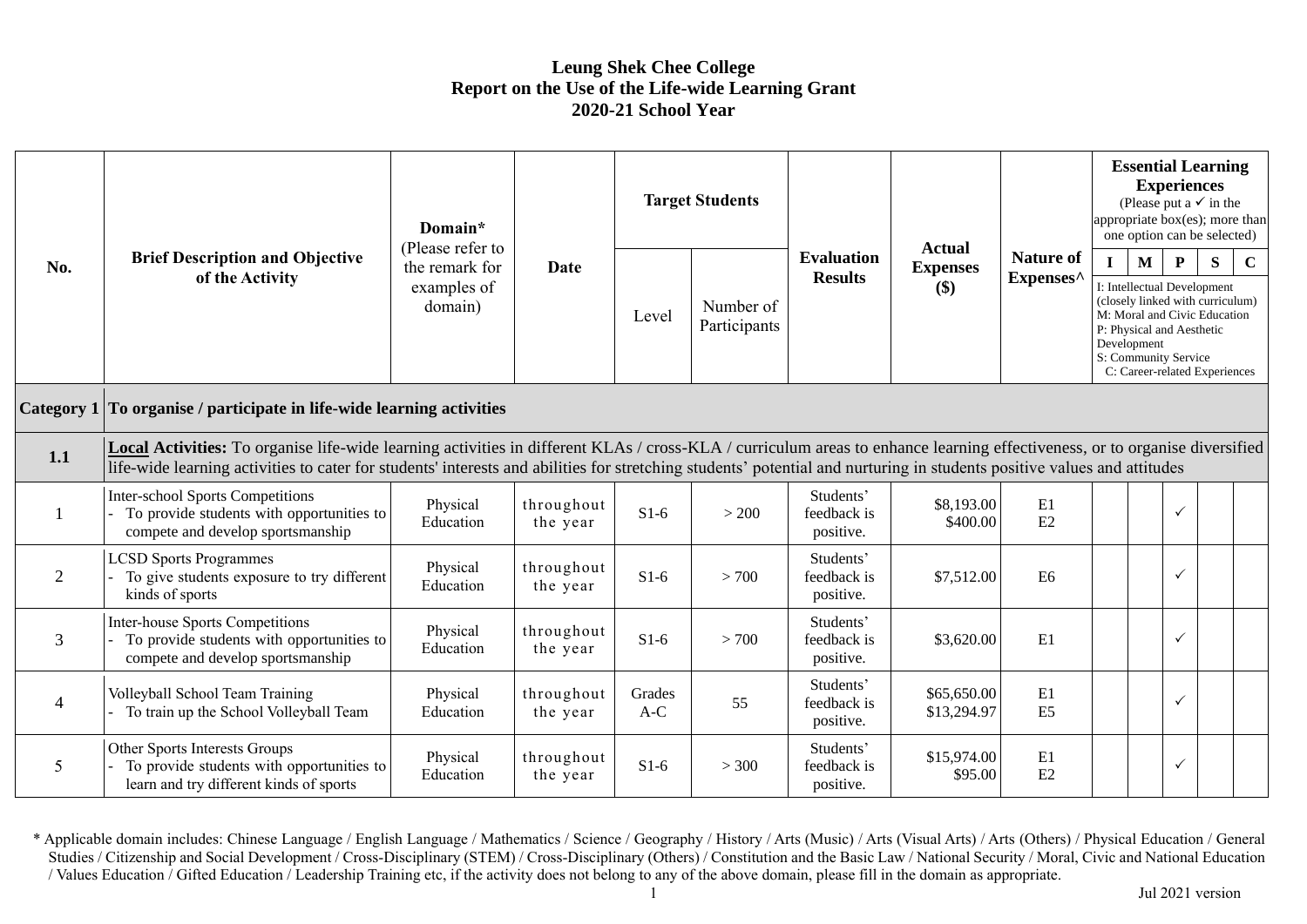# Leung Shek Chee College
## Report on the Use of the Life-wide Learning Grant
## 2020-21 School Year

| No. | Brief Description and Objective of the Activity | Domain* (Please refer to the remark for examples of domain) | Date | Target Students | | Evaluation Results | Actual Expenses ($) | Nature of Expenses^ | Essential Learning Experiences (Please put a ✓ in the appropriate box(es); more than one option can be selected) | | | | |
|---|---|---|---|---|---|---|---|---|---|---|---|---|---|
| | | | | Level | Number of Participants | | | | I | M | P | S | C |
| | | | | | | | | | I: Intellectual Development (closely linked with curriculum) M: Moral and Civic Education P: Physical and Aesthetic Development S: Community Service C: Career-related Experiences | | | | |
| **Category 1** | **To organise / participate in life-wide learning activities** | | | | | | | | | | | | |
| **1.1** | **Local Activities:** To organise life-wide learning activities in different KLAs / cross-KLA / curriculum areas to enhance learning effectiveness, or to organise diversified life-wide learning activities to cater for students' interests and abilities for stretching students' potential and nurturing in students positive values and attitudes | | | | | | | | | | | | |
| 1 | Inter-school Sports Competitions<br>- To provide students with opportunities to compete and develop sportsmanship | Physical Education | throughout the year | S1-6 | > 200 | Students' feedback is positive. | $8,193.00<br>$400.00 | E1<br>E2 | | | ✓ | | |
| 2 | LCSD Sports Programmes<br>- To give students exposure to try different kinds of sports | Physical Education | throughout the year | S1-6 | > 700 | Students' feedback is positive. | $7,512.00 | E6 | | | ✓ | | |
| 3 | Inter-house Sports Competitions<br>- To provide students with opportunities to compete and develop sportsmanship | Physical Education | throughout the year | S1-6 | > 700 | Students' feedback is positive. | $3,620.00 | E1 | | | ✓ | | |
| 4 | Volleyball School Team Training<br>- To train up the School Volleyball Team | Physical Education | throughout the year | Grades A-C | 55 | Students' feedback is positive. | $65,650.00<br>$13,294.97 | E1<br>E5 | | | ✓ | | |
| 5 | Other Sports Interests Groups<br>- To provide students with opportunities to learn and try different kinds of sports | Physical Education | throughout the year | S1-6 | > 300 | Students' feedback is positive. | $15,974.00<br>$95.00 | E1<br>E2 | | | ✓ | | |

* Applicable domain includes: Chinese Language / English Language / Mathematics / Science / Geography / History / Arts (Music) / Arts (Visual Arts) / Arts (Others) / Physical Education / General Studies / Citizenship and Social Development / Cross-Disciplinary (STEM) / Cross-Disciplinary (Others) / Constitution and the Basic Law / National Security / Moral, Civic and National Education / Values Education / Gifted Education / Leadership Training etc, if the activity does not belong to any of the above domain, please fill in the domain as appropriate.

Jul 2021 version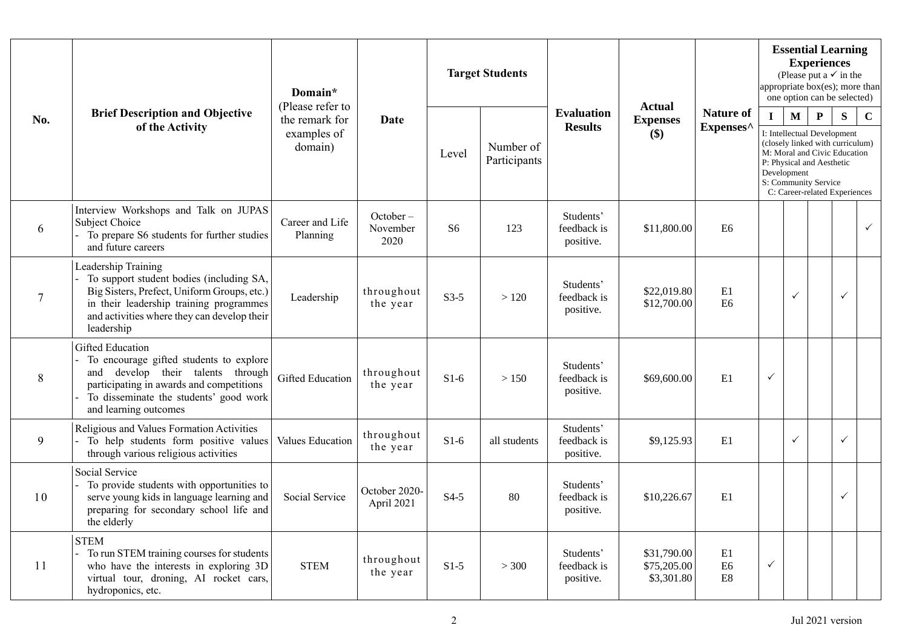| No. | Brief Description and Objective of the Activity | Domain* (Please refer to the remark for examples of domain) | Date | Target Students | | Evaluation Results | Actual Expenses ($) | Nature of Expenses^ | Essential Learning Experiences (Please put a ✓ in the appropriate box(es); more than one option can be selected) | | | | |
|---|---|---|---|---|---|---|---|---|---|---|---|---|---|
| | | | | Level | Number of Participants | | | | I | M | P | S | C |
| | | | | | | | | | I: Intellectual Development (closely linked with curriculum) M: Moral and Civic Education P: Physical and Aesthetic Development S: Community Service C: Career-related Experiences | | | | |
| 6 | Interview Workshops and Talk on JUPAS Subject Choice<br>- To prepare S6 students for further studies and future careers | Career and Life Planning | October – November 2020 | S6 | 123 | Students' feedback is positive. | $11,800.00 | E6 | | | | | ✓ |
| 7 | Leadership Training<br>- To support student bodies (including SA, Big Sisters, Prefect, Uniform Groups, etc.) in their leadership training programmes and activities where they can develop their leadership | Leadership | throughout the year | S3-5 | > 120 | Students' feedback is positive. | $22,019.80<br>$12,700.00 | E1<br>E6 | | ✓ | | ✓ | |
| 8 | Gifted Education<br>- To encourage gifted students to explore and develop their talents through participating in awards and competitions<br>- To disseminate the students' good work and learning outcomes | Gifted Education | throughout the year | S1-6 | > 150 | Students' feedback is positive. | $69,600.00 | E1 | ✓ | | | | |
| 9 | Religious and Values Formation Activities<br>- To help students form positive values through various religious activities | Values Education | throughout the year | S1-6 | all students | Students' feedback is positive. | $9,125.93 | E1 | | ✓ | | ✓ | |
| 10 | Social Service<br>- To provide students with opportunities to serve young kids in language learning and preparing for secondary school life and the elderly | Social Service | October 2020- April 2021 | S4-5 | 80 | Students' feedback is positive. | $10,226.67 | E1 | | | | ✓ | |
| 11 | STEM<br>- To run STEM training courses for students who have the interests in exploring 3D virtual tour, droning, AI rocket cars, hydroponics, etc. | STEM | throughout the year | S1-5 | > 300 | Students' feedback is positive. | $31,790.00<br>$75,205.00<br>$3,301.80 | E1<br>E6<br>E8 | ✓ | | | | |

Jul 2021 version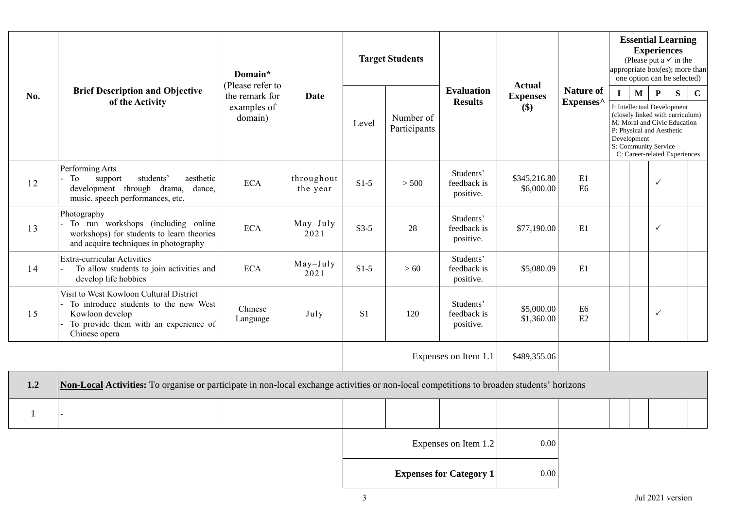| No. | Brief Description and Objective of the Activity | Domain* (Please refer to the remark for examples of domain) | Date | Target Students | | Evaluation Results | Actual Expenses ($) | Nature of Expenses^ | Essential Learning Experiences (Please put a ✓ in the appropriate box(es); more than one option can be selected) | | | | |
|---|---|---|---|---|---|---|---|---|---|---|---|---|---|
| | | | | Level | Number of Participants | | | | I | M | P | S | C |
| | | | | | | | | | I: Intellectual Development (closely linked with curriculum) M: Moral and Civic Education P: Physical and Aesthetic Development S: Community Service C: Career-related Experiences | | | | |
| 12 | Performing Arts<br>- To support students' aesthetic development through drama, dance, music, speech performances, etc. | ECA | throughout the year | S1-5 | > 500 | Students' feedback is positive. | $345,216.80<br>$6,000.00 | E1<br>E6 | | | ✓ | | |
| 13 | Photography<br>- To run workshops (including online workshops) for students to learn theories and acquire techniques in photography | ECA | May–July 2021 | S3-5 | 28 | Students' feedback is positive. | $77,190.00 | E1 | | | ✓ | | |
| 14 | Extra-curricular Activities<br>- To allow students to join activities and develop life hobbies | ECA | May–July 2021 | S1-5 | > 60 | Students' feedback is positive. | $5,080.09 | E1 | | | | | |
| 15 | Visit to West Kowloon Cultural District<br>- To introduce students to the new West Kowloon develop<br>- To provide them with an experience of Chinese opera | Chinese Language | July | S1 | 120 | Students' feedback is positive. | $5,000.00<br>$1,360.00 | E6<br>E2 | | | ✓ | | |
| | | | | Expenses on Item 1.1 | | | $489,355.06 | | | | | | |
| **1.2** | **Non-Local Activities:** To organise or participate in non-local exchange activities or non-local competitions to broaden students' horizons | | | | | | | | | | | | |
| 1 | - | | | | | | | | | | | | |
| | | | | Expenses on Item 1.2 | | | 0.00 | | | | | | |
| | | | | **Expenses for Category 1** | | | 0.00 | | | | | | |

Jul 2021 version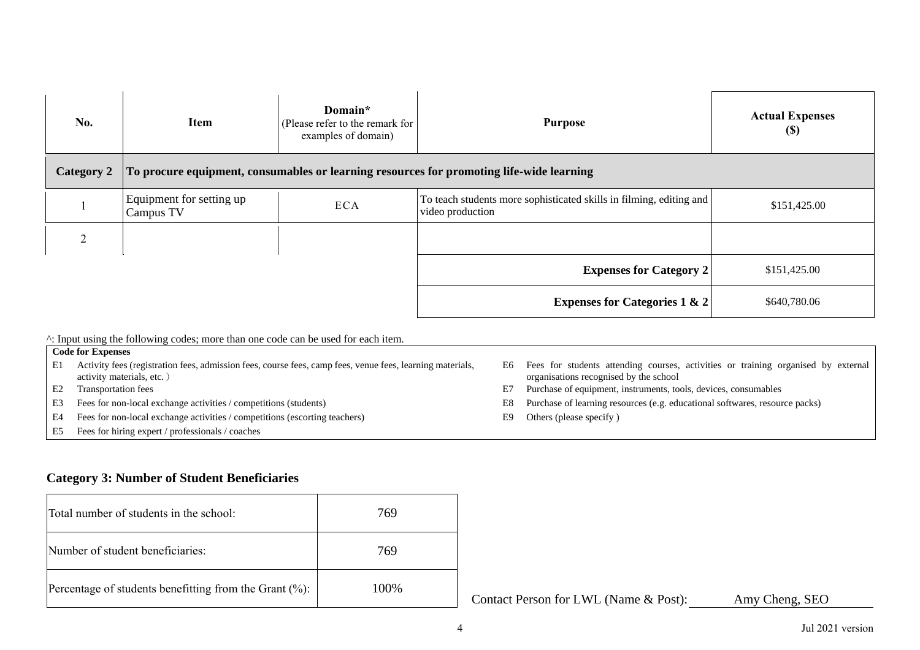| No. | Item | Domain* (Please refer to the remark for examples of domain) | Purpose | Actual Expenses ($) |
|---|---|---|---|---|
| **Category 2** | **To procure equipment, consumables or learning resources for promoting life-wide learning** | | | |
| 1 | Equipment for setting up Campus TV | ECA | To teach students more sophisticated skills in filming, editing and video production | $151,425.00 |
| 2 | | | | |
| | | | **Expenses for Category 2** | $151,425.00 |
| | | | **Expenses for Categories 1 & 2** | $640,780.06 |

^: Input using the following codes; more than one code can be used for each item.

**Code for Expenses**

- E1 Activity fees (registration fees, admission fees, course fees, camp fees, venue fees, learning materials, activity materials, etc.）
- E2 Transportation fees
- E3 Fees for non-local exchange activities / competitions (students)
- E4 Fees for non-local exchange activities / competitions (escorting teachers)
- E5 Fees for hiring expert / professionals / coaches
- E6 Fees for students attending courses, activities or training organised by external organisations recognised by the school
- E7 Purchase of equipment, instruments, tools, devices, consumables
- E8 Purchase of learning resources (e.g. educational softwares, resource packs)
- E9 Others (please specify )

### Category 3: Number of Student Beneficiaries

| | |
|---|---|
| Total number of students in the school: | 769 |
| Number of student beneficiaries: | 769 |
| Percentage of students benefitting from the Grant (%): | 100% |

Contact Person for LWL (Name & Post): Amy Cheng, SEO